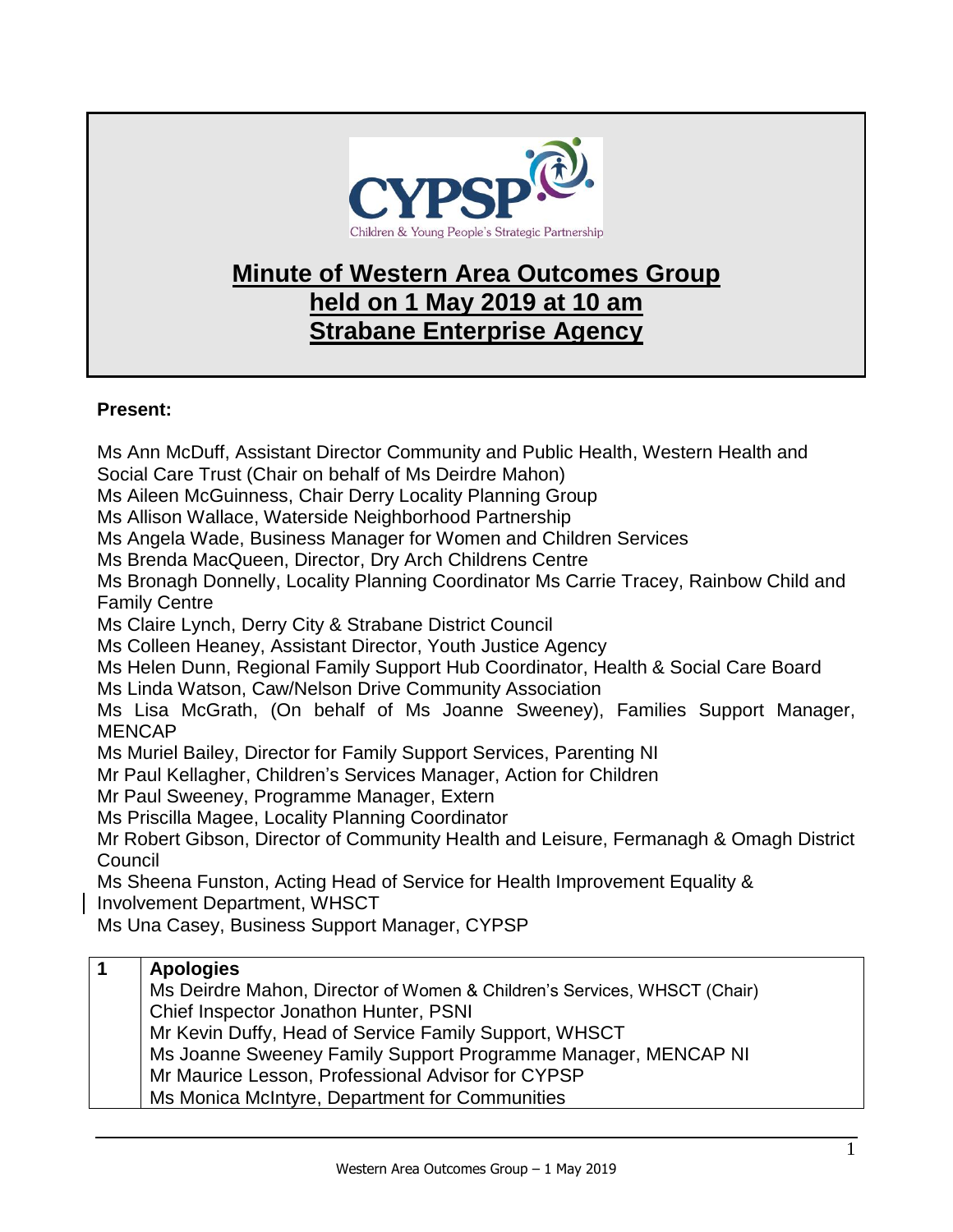# Minute of Western Area Outcomes Group held on 1 May 2019 at 10 am Strabane Enterprise Agency

**Present:**

Ms Ann McDuff, Assistant Director Community and Public Health, Western Health and Social Care Trust (Chair on behalf of Ms Deirdre Mahon)
Ms Aileen McGuinness, Chair Derry Locality Planning Group
Ms Allison Wallace, Waterside Neighborhood Partnership
Ms Angela Wade, Business Manager for Women and Children Services
Ms Brenda MacQueen, Director, Dry Arch Childrens Centre
Ms Bronagh Donnelly, Locality Planning Coordinator Ms Carrie Tracey, Rainbow Child and Family Centre
Ms Claire Lynch, Derry City & Strabane District Council
Ms Colleen Heaney, Assistant Director, Youth Justice Agency
Ms Helen Dunn, Regional Family Support Hub Coordinator, Health & Social Care Board
Ms Linda Watson, Caw/Nelson Drive Community Association
Ms Lisa McGrath, (On behalf of Ms Joanne Sweeney), Families Support Manager, MENCAP
Ms Muriel Bailey, Director for Family Support Services, Parenting NI
Mr Paul Kellagher, Children's Services Manager, Action for Children
Mr Paul Sweeney, Programme Manager, Extern
Ms Priscilla Magee, Locality Planning Coordinator
Mr Robert Gibson, Director of Community Health and Leisure, Fermanagh & Omagh District Council
Ms Sheena Funston, Acting Head of Service for Health Improvement Equality & Involvement Department, WHSCT
Ms Una Casey, Business Support Manager, CYPSP

| 1 | **Apologies**<br>Ms Deirdre Mahon, Director of Women & Children's Services, WHSCT (Chair)<br>Chief Inspector Jonathon Hunter, PSNI<br>Mr Kevin Duffy, Head of Service Family Support, WHSCT<br>Ms Joanne Sweeney Family Support Programme Manager, MENCAP NI<br>Mr Maurice Lesson, Professional Advisor for CYPSP<br>Ms Monica McIntyre, Department for Communities |
|---|---|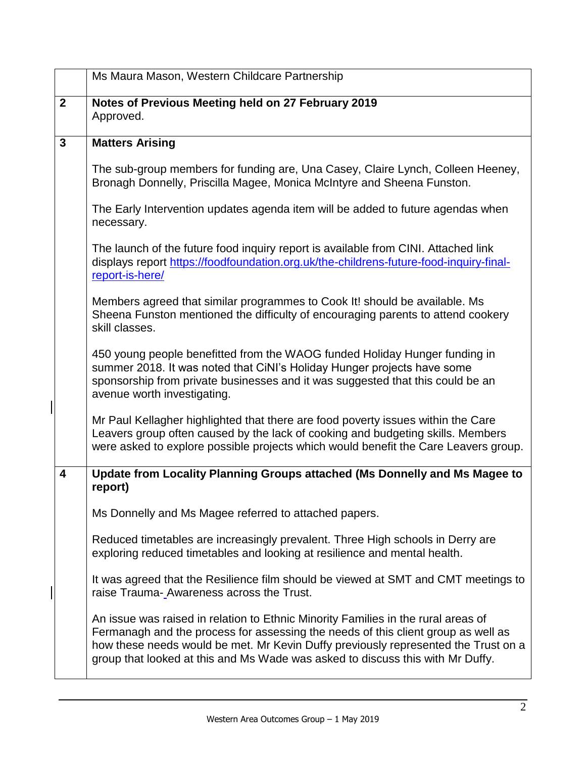| | |
|---|---|
| | Ms Maura Mason, Western Childcare Partnership |
| **2** | **Notes of Previous Meeting held on 27 February 2019**<br>Approved. |
| **3** | **Matters Arising**<br><br>The sub-group members for funding are, Una Casey, Claire Lynch, Colleen Heeney, Bronagh Donnelly, Priscilla Magee, Monica McIntyre and Sheena Funston.<br><br>The Early Intervention updates agenda item will be added to future agendas when necessary.<br><br>The launch of the future food inquiry report is available from CINI. Attached link displays report https://foodfoundation.org.uk/the-childrens-future-food-inquiry-final-report-is-here/<br><br>Members agreed that similar programmes to Cook It! should be available. Ms Sheena Funston mentioned the difficulty of encouraging parents to attend cookery skill classes.<br><br>450 young people benefitted from the WAOG funded Holiday Hunger funding in summer 2018. It was noted that CiNI's Holiday Hunger projects have some sponsorship from private businesses and it was suggested that this could be an avenue worth investigating.<br><br>Mr Paul Kellagher highlighted that there are food poverty issues within the Care Leavers group often caused by the lack of cooking and budgeting skills. Members were asked to explore possible projects which would benefit the Care Leavers group. |
| **4** | **Update from Locality Planning Groups attached (Ms Donnelly and Ms Magee to report)**<br><br>Ms Donnelly and Ms Magee referred to attached papers.<br><br>Reduced timetables are increasingly prevalent. Three High schools in Derry are exploring reduced timetables and looking at resilience and mental health.<br><br>It was agreed that the Resilience film should be viewed at SMT and CMT meetings to raise Trauma- Awareness across the Trust.<br><br>An issue was raised in relation to Ethnic Minority Families in the rural areas of Fermanagh and the process for assessing the needs of this client group as well as how these needs would be met. Mr Kevin Duffy previously represented the Trust on a group that looked at this and Ms Wade was asked to discuss this with Mr Duffy. |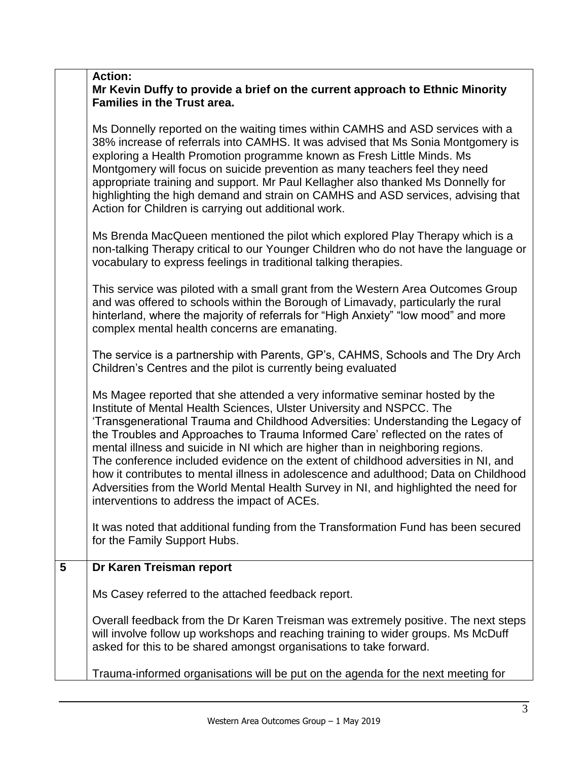| | |
|---|---|
| | **Action:**<br>**Mr Kevin Duffy to provide a brief on the current approach to Ethnic Minority Families in the Trust area.**<br><br>Ms Donnelly reported on the waiting times within CAMHS and ASD services with a 38% increase of referrals into CAMHS. It was advised that Ms Sonia Montgomery is exploring a Health Promotion programme known as Fresh Little Minds. Ms Montgomery will focus on suicide prevention as many teachers feel they need appropriate training and support. Mr Paul Kellagher also thanked Ms Donnelly for highlighting the high demand and strain on CAMHS and ASD services, advising that Action for Children is carrying out additional work.<br><br>Ms Brenda MacQueen mentioned the pilot which explored Play Therapy which is a non-talking Therapy critical to our Younger Children who do not have the language or vocabulary to express feelings in traditional talking therapies.<br><br>This service was piloted with a small grant from the Western Area Outcomes Group and was offered to schools within the Borough of Limavady, particularly the rural hinterland, where the majority of referrals for "High Anxiety" "low mood" and more complex mental health concerns are emanating.<br><br>The service is a partnership with Parents, GP's, CAHMS, Schools and The Dry Arch Children's Centres and the pilot is currently being evaluated<br><br>Ms Magee reported that she attended a very informative seminar hosted by the Institute of Mental Health Sciences, Ulster University and NSPCC. The 'Transgenerational Trauma and Childhood Adversities: Understanding the Legacy of the Troubles and Approaches to Trauma Informed Care' reflected on the rates of mental illness and suicide in NI which are higher than in neighboring regions. The conference included evidence on the extent of childhood adversities in NI, and how it contributes to mental illness in adolescence and adulthood; Data on Childhood Adversities from the World Mental Health Survey in NI, and highlighted the need for interventions to address the impact of ACEs.<br><br>It was noted that additional funding from the Transformation Fund has been secured for the Family Support Hubs. |
| **5** | **Dr Karen Treisman report**<br><br>Ms Casey referred to the attached feedback report.<br><br>Overall feedback from the Dr Karen Treisman was extremely positive. The next steps will involve follow up workshops and reaching training to wider groups. Ms McDuff asked for this to be shared amongst organisations to take forward.<br><br>Trauma-informed organisations will be put on the agenda for the next meeting for |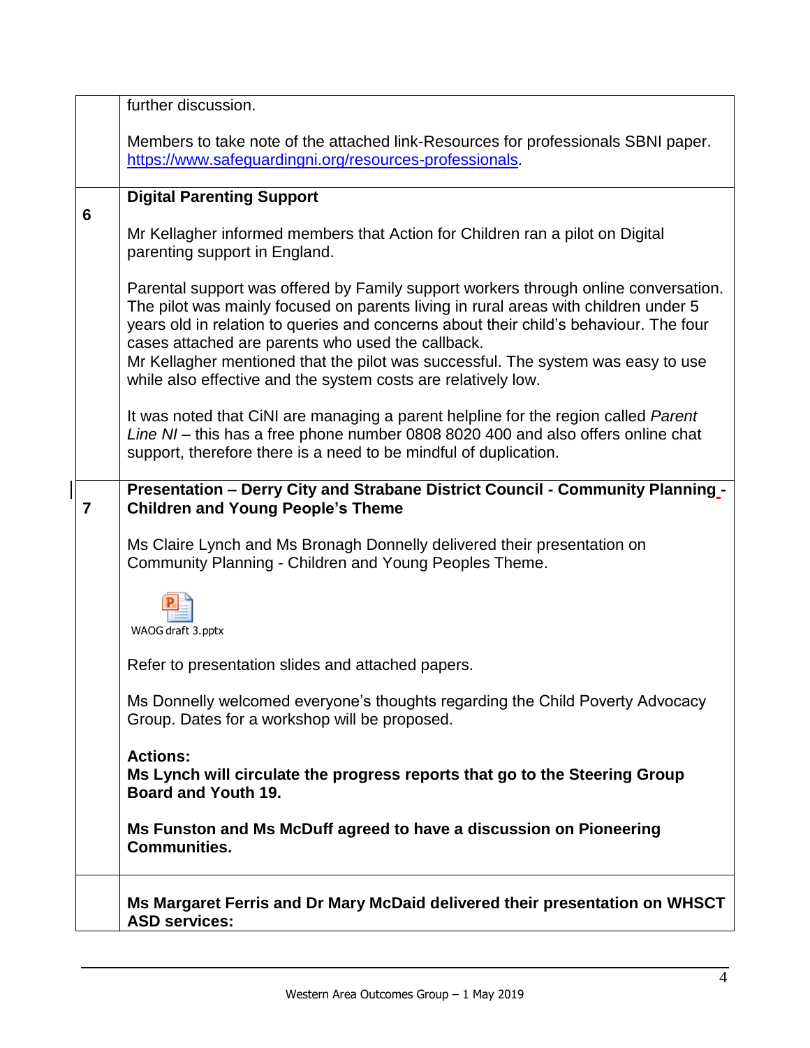| | |
|---|---|
| | further discussion.<br><br>Members to take note of the attached link-Resources for professionals SBNI paper. https://www.safeguardingni.org/resources-professionals. |
| 6 | **Digital Parenting Support**<br><br>Mr Kellagher informed members that Action for Children ran a pilot on Digital parenting support in England.<br><br>Parental support was offered by Family support workers through online conversation. The pilot was mainly focused on parents living in rural areas with children under 5 years old in relation to queries and concerns about their child's behaviour. The four cases attached are parents who used the callback.<br>Mr Kellagher mentioned that the pilot was successful. The system was easy to use while also effective and the system costs are relatively low.<br><br>It was noted that CiNI are managing a parent helpline for the region called *Parent Line NI* – this has a free phone number 0808 8020 400 and also offers online chat support, therefore there is a need to be mindful of duplication. |
| 7 | **Presentation – Derry City and Strabane District Council - Community Planning - Children and Young People's Theme**<br><br>Ms Claire Lynch and Ms Bronagh Donnelly delivered their presentation on Community Planning - Children and Young Peoples Theme.<br><br>WAOG draft 3.pptx<br><br>Refer to presentation slides and attached papers.<br><br>Ms Donnelly welcomed everyone's thoughts regarding the Child Poverty Advocacy Group. Dates for a workshop will be proposed.<br><br>**Actions:**<br>**Ms Lynch will circulate the progress reports that go to the Steering Group Board and Youth 19.**<br><br>**Ms Funston and Ms McDuff agreed to have a discussion on Pioneering Communities.** |
| | **Ms Margaret Ferris and Dr Mary McDaid delivered their presentation on WHSCT ASD services:** |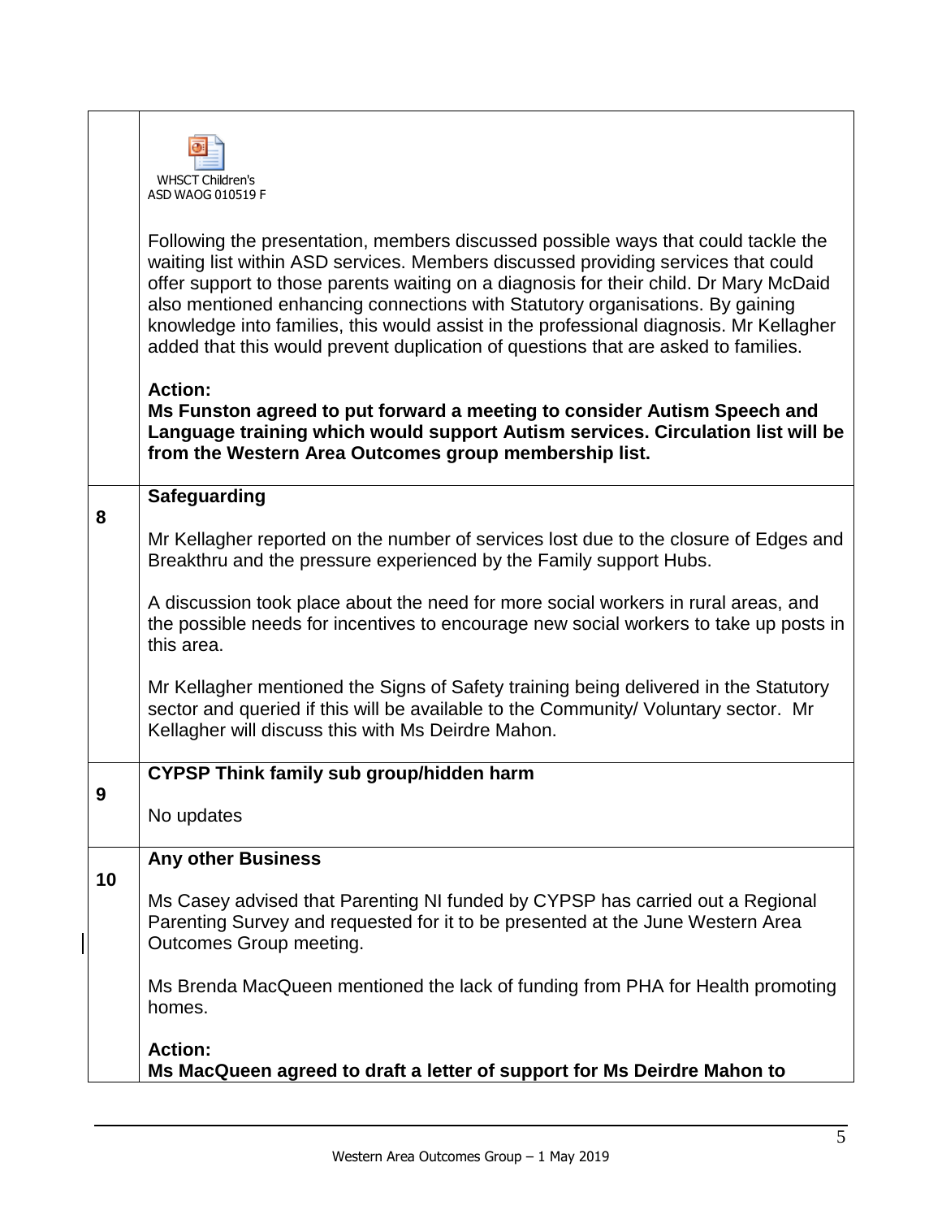|  |  |
|---|---|
|  | WHSCT Children's ASD WAOG 010519 F<br><br>Following the presentation, members discussed possible ways that could tackle the waiting list within ASD services. Members discussed providing services that could offer support to those parents waiting on a diagnosis for their child. Dr Mary McDaid also mentioned enhancing connections with Statutory organisations. By gaining knowledge into families, this would assist in the professional diagnosis. Mr Kellagher added that this would prevent duplication of questions that are asked to families.<br><br>**Action:**<br>**Ms Funston agreed to put forward a meeting to consider Autism Speech and Language training which would support Autism services. Circulation list will be from the Western Area Outcomes group membership list.** |
| **8** | **Safeguarding**<br><br>Mr Kellagher reported on the number of services lost due to the closure of Edges and Breakthru and the pressure experienced by the Family support Hubs.<br><br>A discussion took place about the need for more social workers in rural areas, and the possible needs for incentives to encourage new social workers to take up posts in this area.<br><br>Mr Kellagher mentioned the Signs of Safety training being delivered in the Statutory sector and queried if this will be available to the Community/ Voluntary sector. Mr Kellagher will discuss this with Ms Deirdre Mahon. |
| **9** | **CYPSP Think family sub group/hidden harm**<br><br>No updates |
| **10** | **Any other Business**<br><br>Ms Casey advised that Parenting NI funded by CYPSP has carried out a Regional Parenting Survey and requested for it to be presented at the June Western Area Outcomes Group meeting.<br><br>Ms Brenda MacQueen mentioned the lack of funding from PHA for Health promoting homes.<br><br>**Action:**<br>**Ms MacQueen agreed to draft a letter of support for Ms Deirdre Mahon to** |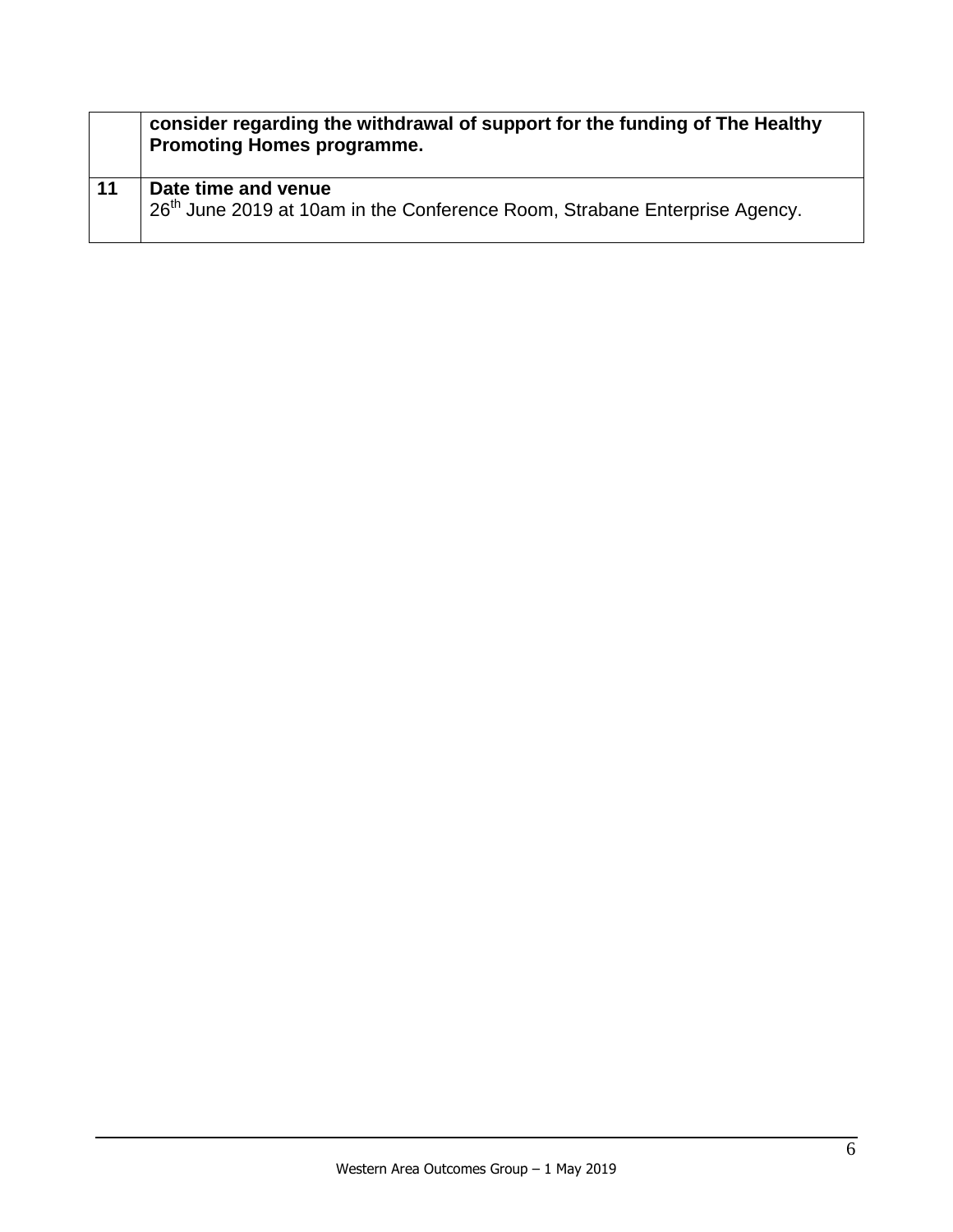| | |
|---|---|
| | **consider regarding the withdrawal of support for the funding of The Healthy Promoting Homes programme.** |
| 11 | **Date time and venue**<br>26th June 2019 at 10am in the Conference Room, Strabane Enterprise Agency. |